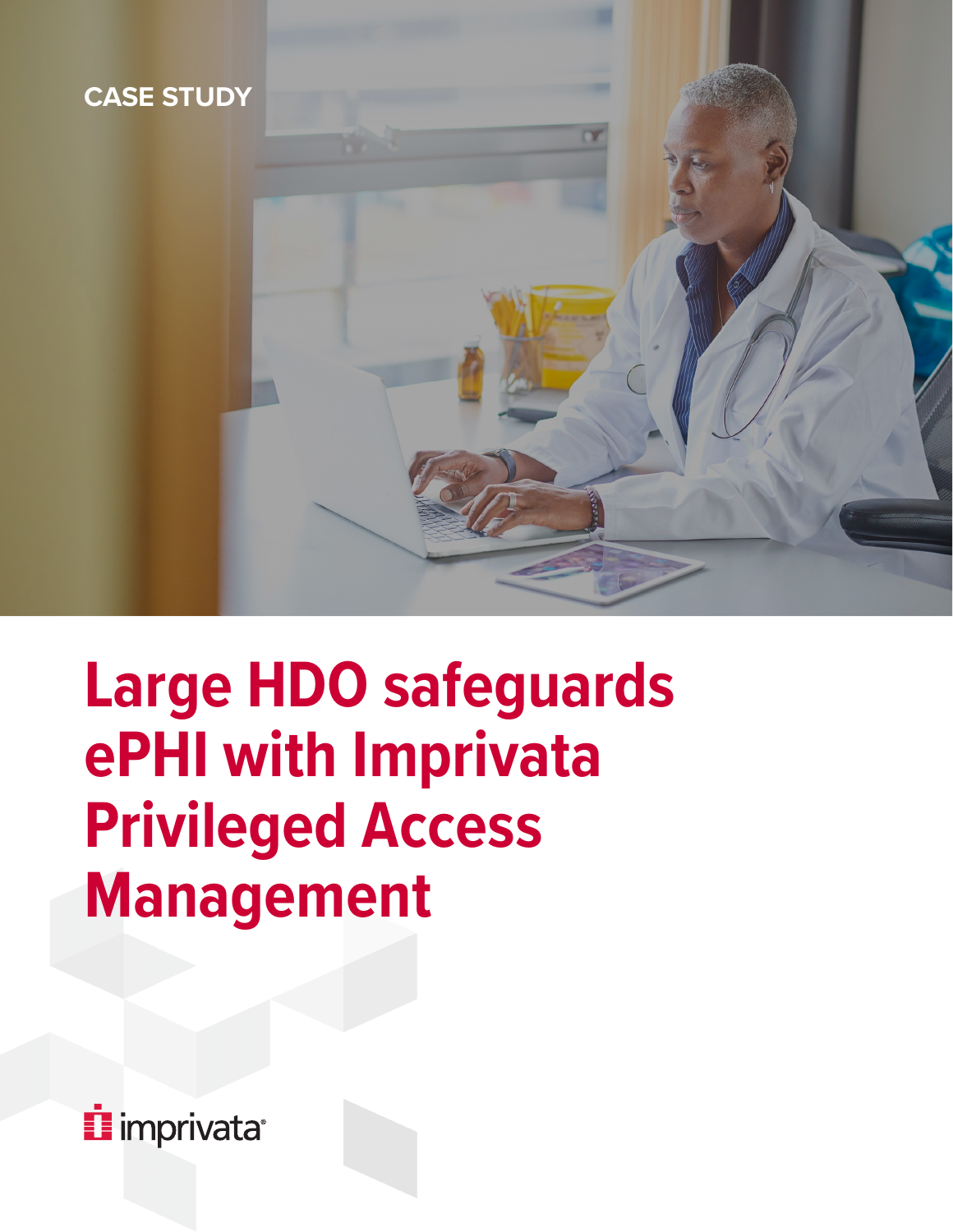CASE STUDY

# Large HDO safeguards ePHI with Imprivata Privileged Access Management

imprivata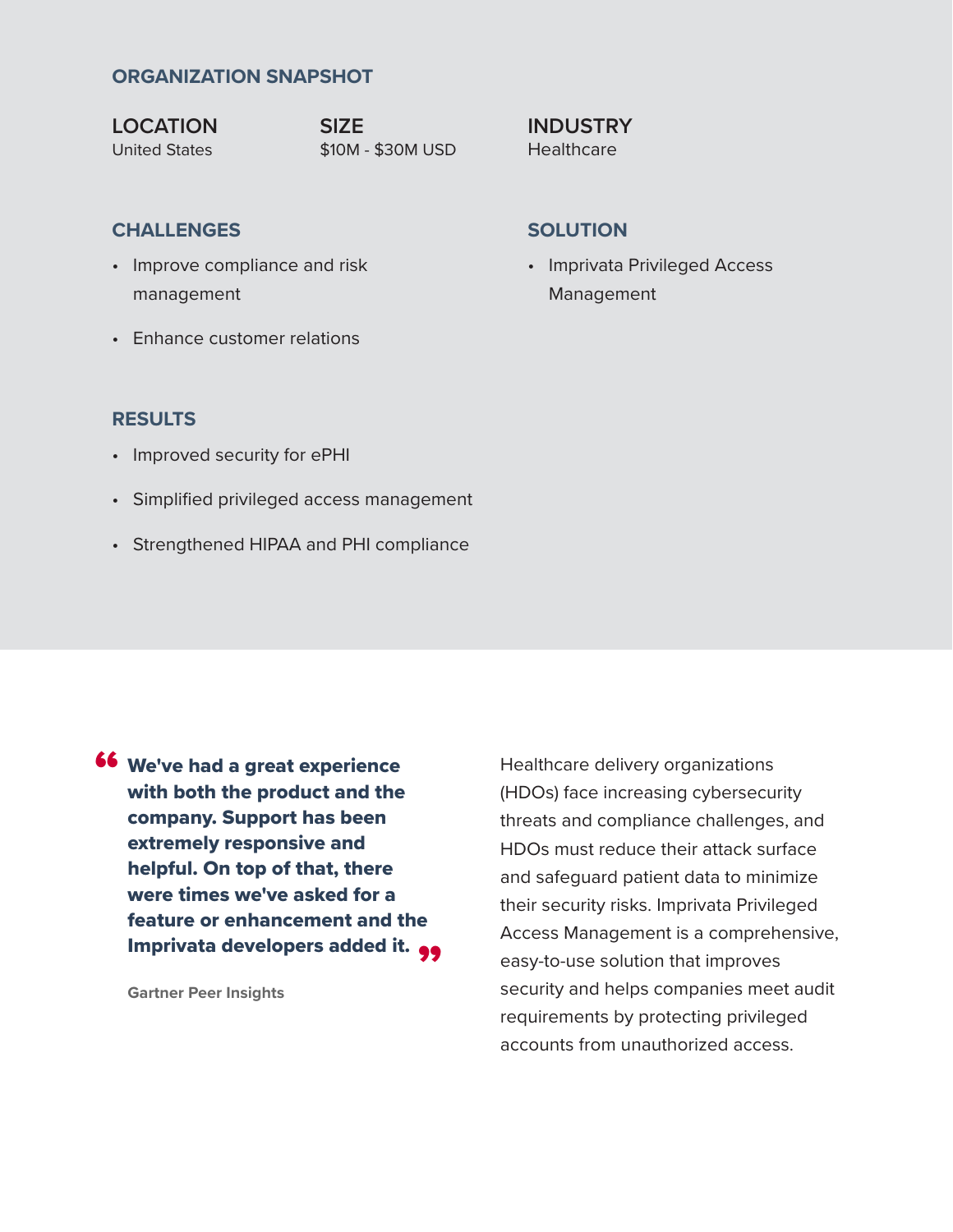## ORGANIZATION SNAPSHOT

**LOCATION**
United States

**SIZE**
$10M - $30M USD

**INDUSTRY**
Healthcare

## CHALLENGES

- Improve compliance and risk management
- Enhance customer relations

## SOLUTION

- Imprivata Privileged Access Management

## RESULTS

- Improved security for ePHI
- Simplified privileged access management
- Strengthened HIPAA and PHI compliance

> **"We've had a great experience with both the product and the company. Support has been extremely responsive and helpful. On top of that, there were times we've asked for a feature or enhancement and the Imprivata developers added it."**
>
> Gartner Peer Insights

Healthcare delivery organizations (HDOs) face increasing cybersecurity threats and compliance challenges, and HDOs must reduce their attack surface and safeguard patient data to minimize their security risks. Imprivata Privileged Access Management is a comprehensive, easy-to-use solution that improves security and helps companies meet audit requirements by protecting privileged accounts from unauthorized access.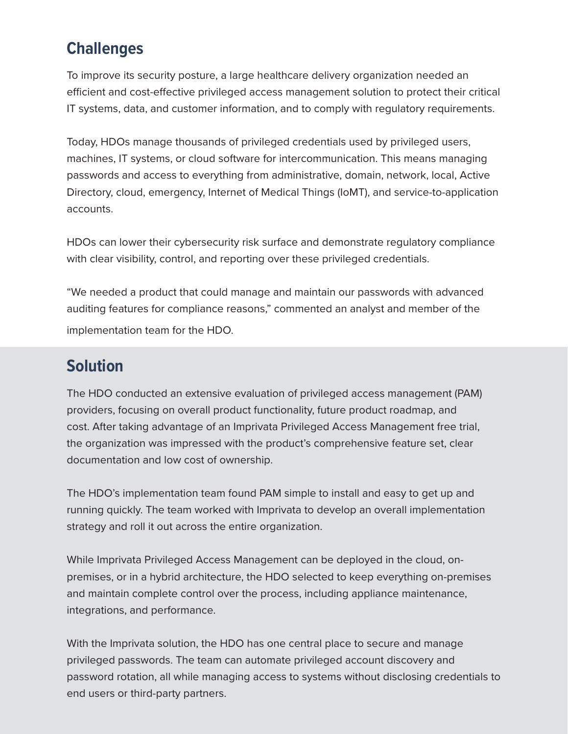## Challenges

To improve its security posture, a large healthcare delivery organization needed an efficient and cost-effective privileged access management solution to protect their critical IT systems, data, and customer information, and to comply with regulatory requirements.

Today, HDOs manage thousands of privileged credentials used by privileged users, machines, IT systems, or cloud software for intercommunication. This means managing passwords and access to everything from administrative, domain, network, local, Active Directory, cloud, emergency, Internet of Medical Things (IoMT), and service-to-application accounts.

HDOs can lower their cybersecurity risk surface and demonstrate regulatory compliance with clear visibility, control, and reporting over these privileged credentials.

"We needed a product that could manage and maintain our passwords with advanced auditing features for compliance reasons," commented an analyst and member of the implementation team for the HDO.

## Solution

The HDO conducted an extensive evaluation of privileged access management (PAM) providers, focusing on overall product functionality, future product roadmap, and cost. After taking advantage of an Imprivata Privileged Access Management free trial, the organization was impressed with the product's comprehensive feature set, clear documentation and low cost of ownership.

The HDO's implementation team found PAM simple to install and easy to get up and running quickly. The team worked with Imprivata to develop an overall implementation strategy and roll it out across the entire organization.

While Imprivata Privileged Access Management can be deployed in the cloud, on-premises, or in a hybrid architecture, the HDO selected to keep everything on-premises and maintain complete control over the process, including appliance maintenance, integrations, and performance.

With the Imprivata solution, the HDO has one central place to secure and manage privileged passwords. The team can automate privileged account discovery and password rotation, all while managing access to systems without disclosing credentials to end users or third-party partners.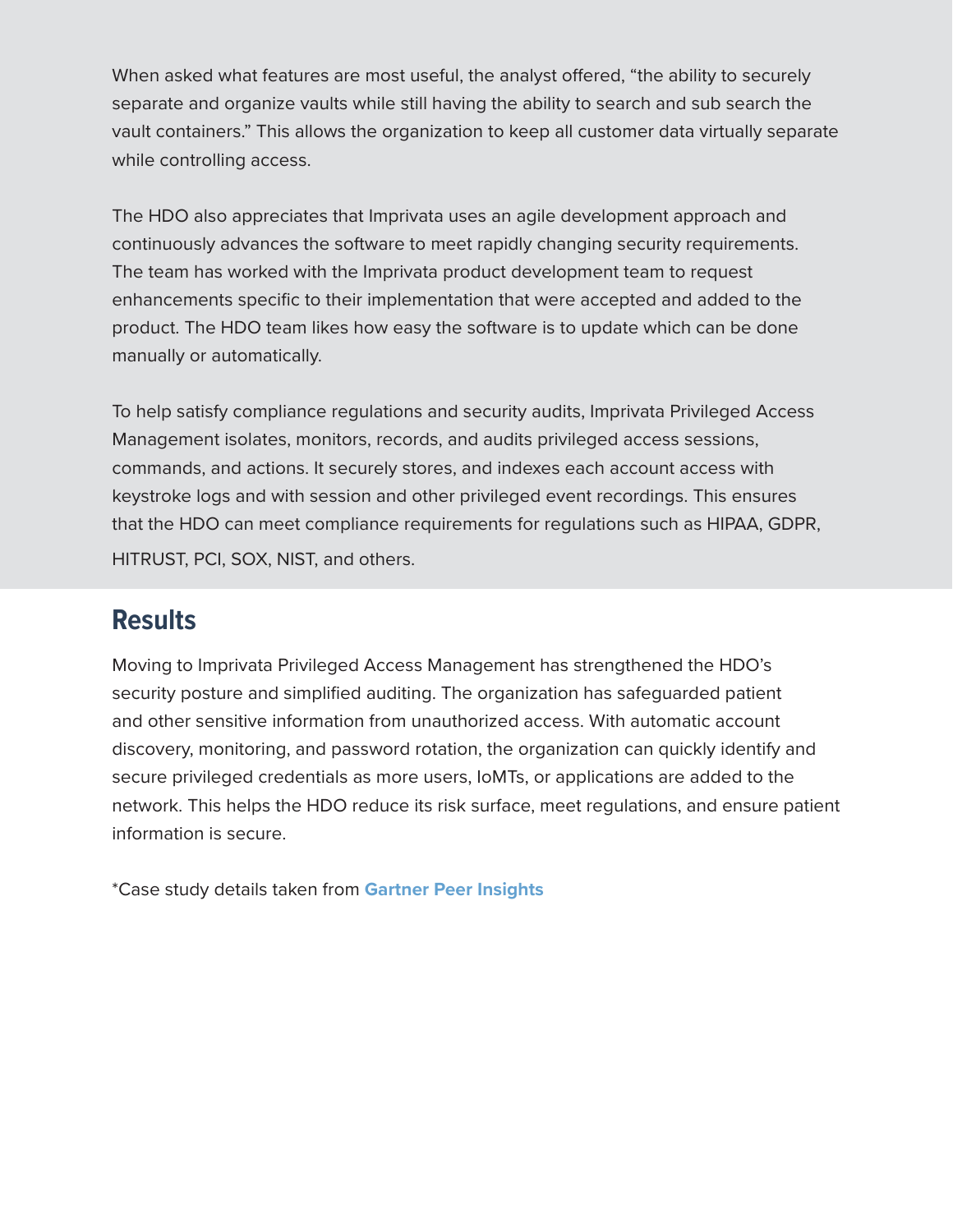When asked what features are most useful, the analyst offered, "the ability to securely separate and organize vaults while still having the ability to search and sub search the vault containers." This allows the organization to keep all customer data virtually separate while controlling access.

The HDO also appreciates that Imprivata uses an agile development approach and continuously advances the software to meet rapidly changing security requirements. The team has worked with the Imprivata product development team to request enhancements specific to their implementation that were accepted and added to the product. The HDO team likes how easy the software is to update which can be done manually or automatically.

To help satisfy compliance regulations and security audits, Imprivata Privileged Access Management isolates, monitors, records, and audits privileged access sessions, commands, and actions. It securely stores, and indexes each account access with keystroke logs and with session and other privileged event recordings. This ensures that the HDO can meet compliance requirements for regulations such as HIPAA, GDPR, HITRUST, PCI, SOX, NIST, and others.

## Results

Moving to Imprivata Privileged Access Management has strengthened the HDO's security posture and simplified auditing. The organization has safeguarded patient and other sensitive information from unauthorized access. With automatic account discovery, monitoring, and password rotation, the organization can quickly identify and secure privileged credentials as more users, IoMTs, or applications are added to the network. This helps the HDO reduce its risk surface, meet regulations, and ensure patient information is secure.

*Case study details taken from **Gartner Peer Insights**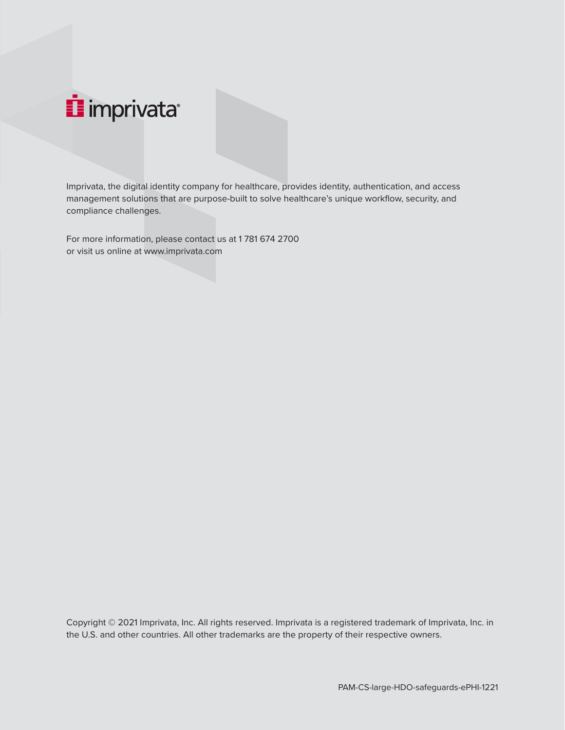imprivata

Imprivata, the digital identity company for healthcare, provides identity, authentication, and access management solutions that are purpose-built to solve healthcare's unique workflow, security, and compliance challenges.

For more information, please contact us at 1 781 674 2700
or visit us online at www.imprivata.com

Copyright © 2021 Imprivata, Inc. All rights reserved. Imprivata is a registered trademark of Imprivata, Inc. in the U.S. and other countries. All other trademarks are the property of their respective owners.

PAM-CS-large-HDO-safeguards-ePHI-1221